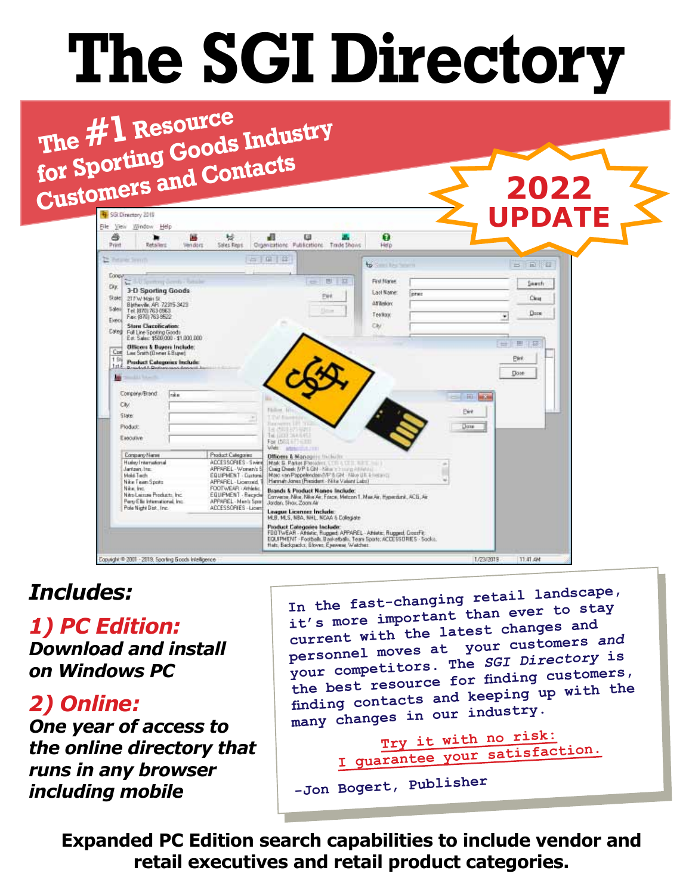# The SGI Directory

## The #1 Resource for Sporting Goods Industry Customers and Contacts

**2022 UPDATE**

## *Includes:*

### *1) PC Edition:*

***Download and install on Windows PC***

### *2) Online:*

***One year of access to the online directory that runs in any browser including mobile***

In the fast-changing retail landscape, it's more important than ever to stay current with the latest changes and personnel moves at your customers *and* your competitors. The *SGI Directory* is the best resource for finding customers, finding contacts and keeping up with the many changes in our industry.

Try it with no risk:
I guarantee your satisfaction.

-Jon Bogert, Publisher

**Expanded PC Edition search capabilities to include vendor and retail executives and retail product categories.**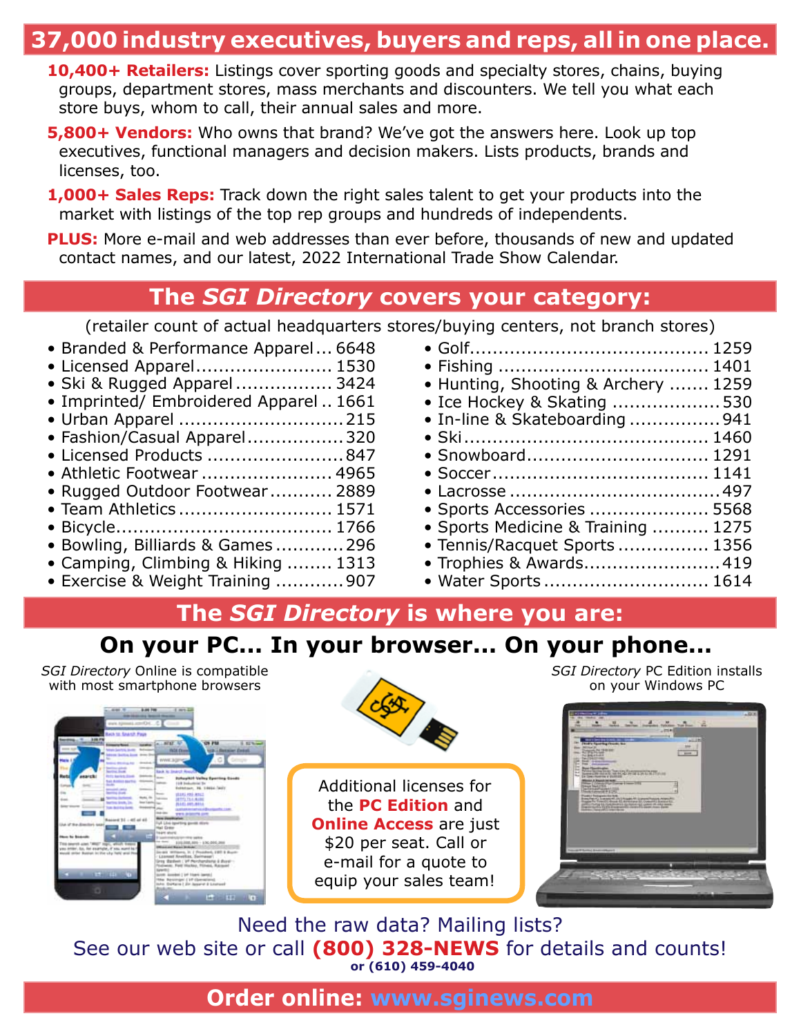## 37,000 industry executives, buyers and reps, all in one place.

**10,400+ Retailers:** Listings cover sporting goods and specialty stores, chains, buying groups, department stores, mass merchants and discounters. We tell you what each store buys, whom to call, their annual sales and more.

**5,800+ Vendors:** Who owns that brand? We've got the answers here. Look up top executives, functional managers and decision makers. Lists products, brands and licenses, too.

**1,000+ Sales Reps:** Track down the right sales talent to get your products into the market with listings of the top rep groups and hundreds of independents.

**PLUS:** More e-mail and web addresses than ever before, thousands of new and updated contact names, and our latest, 2022 International Trade Show Calendar.

## The *SGI Directory* covers your category:

(retailer count of actual headquarters stores/buying centers, not branch stores)

- Branded & Performance Apparel ... 6648
- Licensed Apparel ... 1530
- Ski & Rugged Apparel ... 3424
- Imprinted/ Embroidered Apparel .. 1661
- Urban Apparel ... 215
- Fashion/Casual Apparel ... 320
- Licensed Products ... 847
- Athletic Footwear ... 4965
- Rugged Outdoor Footwear ... 2889
- Team Athletics ... 1571
- Bicycle ... 1766
- Bowling, Billiards & Games ... 296
- Camping, Climbing & Hiking ... 1313
- Exercise & Weight Training ... 907
- Golf ... 1259
- Fishing ... 1401
- Hunting, Shooting & Archery ... 1259
- Ice Hockey & Skating ... 530
- In-line & Skateboarding ... 941
- Ski ... 1460
- Snowboard ... 1291
- Soccer ... 1141
- Lacrosse ... 497
- Sports Accessories ... 5568
- Sports Medicine & Training ... 1275
- Tennis/Racquet Sports ... 1356
- Trophies & Awards ... 419
- Water Sports ... 1614

## The *SGI Directory* is where you are:

### On your PC... In your browser... On your phone...

*SGI Directory* Online is compatible with most smartphone browsers

Additional licenses for the **PC Edition** and **Online Access** are just $20 per seat. Call or e-mail for a quote to equip your sales team!

*SGI Directory* PC Edition installs on your Windows PC

Need the raw data? Mailing lists?
See our web site or call **(800) 328-NEWS** for details and counts!
**or (610) 459-4040**

## Order online: www.sginews.com